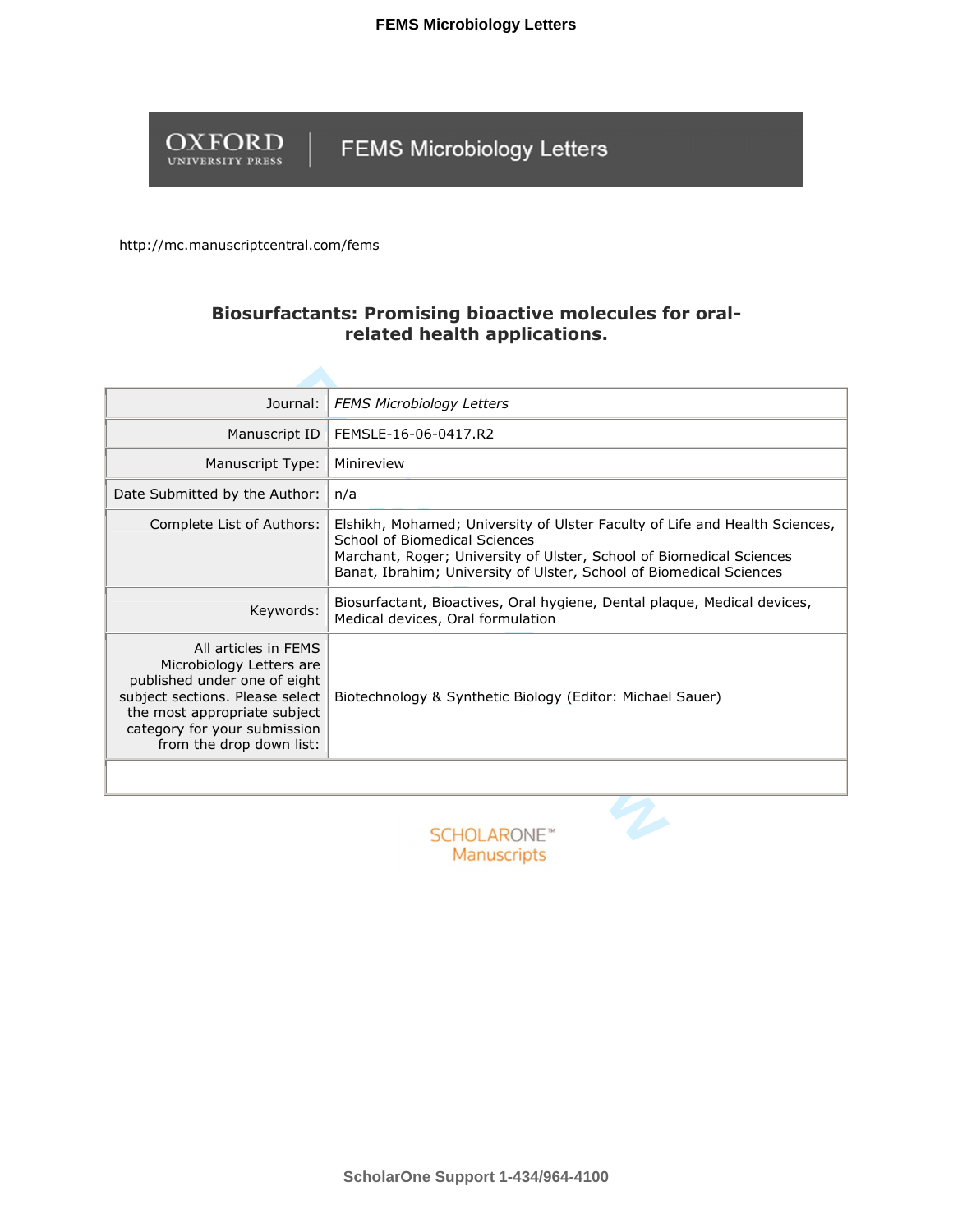http://mc.manuscriptcentral.com/fems

# Biosurfactants: Promising bioactive molecules for oral-related health applications.

| | |
|---|---|
| Journal: | *FEMS Microbiology Letters* |
| Manuscript ID | FEMSLE-16-06-0417.R2 |
| Manuscript Type: | Minireview |
| Date Submitted by the Author: | n/a |
| Complete List of Authors: | Elshikh, Mohamed; University of Ulster Faculty of Life and Health Sciences, School of Biomedical Sciences<br>Marchant, Roger; University of Ulster, School of Biomedical Sciences<br>Banat, Ibrahim; University of Ulster, School of Biomedical Sciences |
| Keywords: | Biosurfactant, Bioactives, Oral hygiene, Dental plaque, Medical devices, Medical devices, Oral formulation |
| All articles in FEMS Microbiology Letters are published under one of eight subject sections. Please select the most appropriate subject category for your submission from the drop down list: | Biotechnology & Synthetic Biology (Editor: Michael Sauer) |

SCHOLARONE™ Manuscripts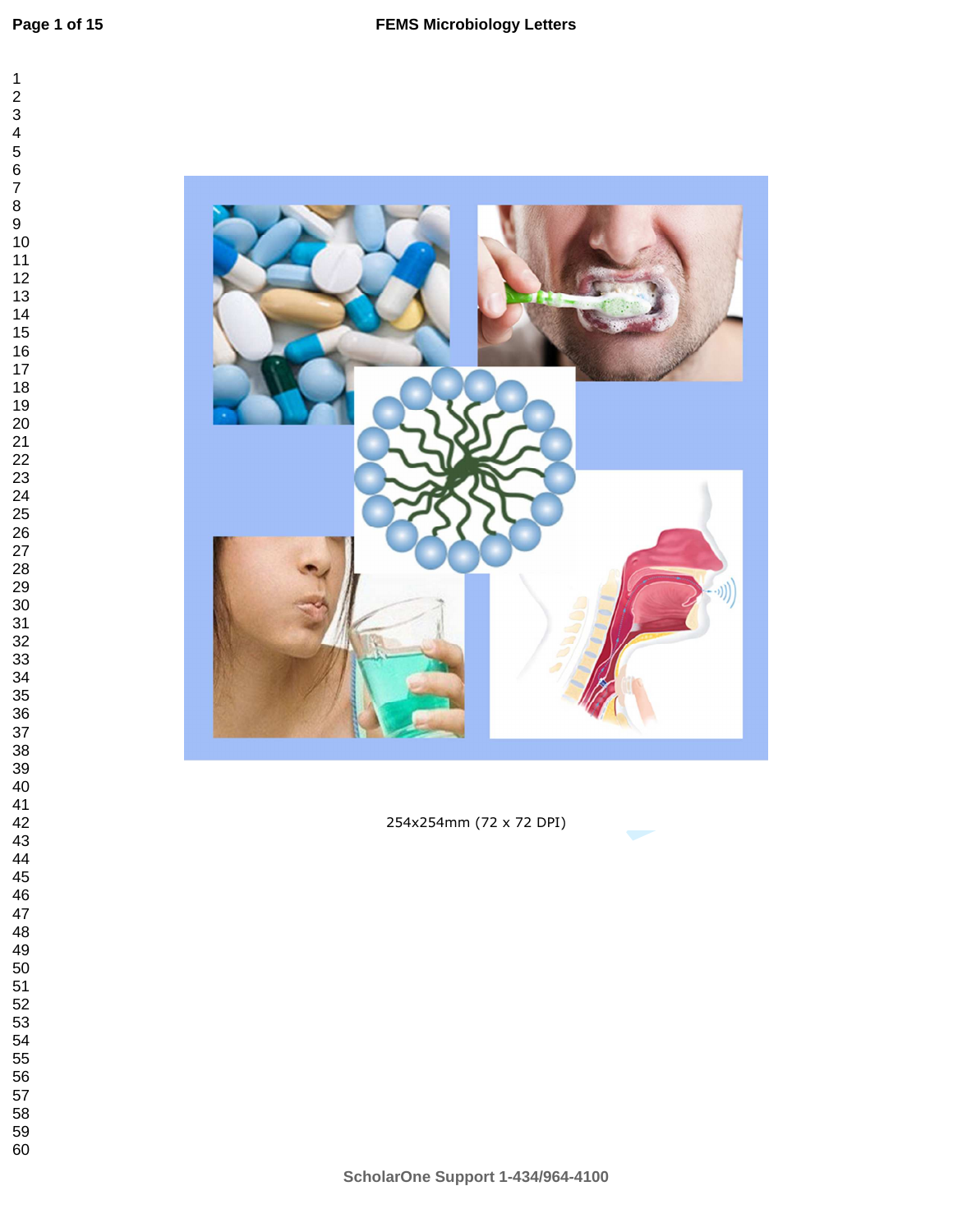254x254mm (72 x 72 DPI)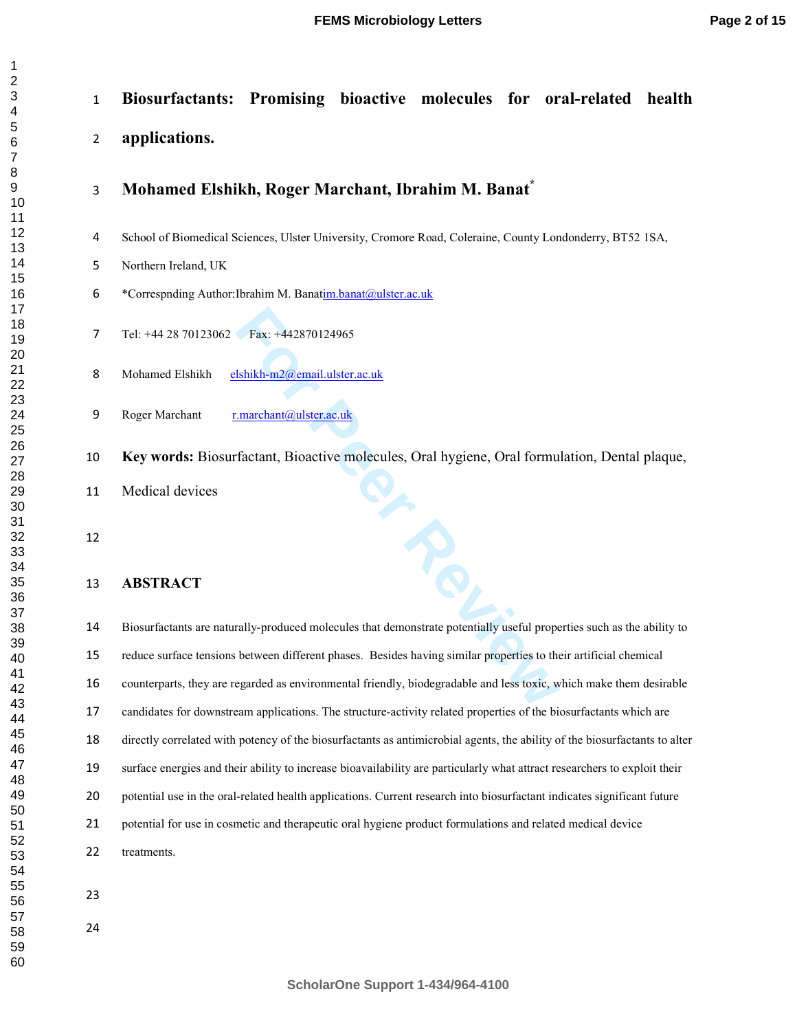# Biosurfactants: Promising bioactive molecules for oral-related health applications.

## Mohamed Elshikh, Roger Marchant, Ibrahim M. Banat*

School of Biomedical Sciences, Ulster University, Cromore Road, Coleraine, County Londonderry, BT52 1SA, Northern Ireland, UK

*Correspnding Author:Ibrahim M. Banatim.banat@ulster.ac.uk

Tel: +44 28 70123062 Fax: +442870124965

Mohamed Elshikh elshikh-m2@email.ulster.ac.uk

Roger Marchant r.marchant@ulster.ac.uk

**Key words:** Biosurfactant, Bioactive molecules, Oral hygiene, Oral formulation, Dental plaque, Medical devices

## ABSTRACT

Biosurfactants are naturally-produced molecules that demonstrate potentially useful properties such as the ability to reduce surface tensions between different phases. Besides having similar properties to their artificial chemical counterparts, they are regarded as environmental friendly, biodegradable and less toxic, which make them desirable candidates for downstream applications. The structure-activity related properties of the biosurfactants which are directly correlated with potency of the biosurfactants as antimicrobial agents, the ability of the biosurfactants to alter surface energies and their ability to increase bioavailability are particularly what attract researchers to exploit their potential use in the oral-related health applications. Current research into biosurfactant indicates significant future potential for use in cosmetic and therapeutic oral hygiene product formulations and related medical device treatments.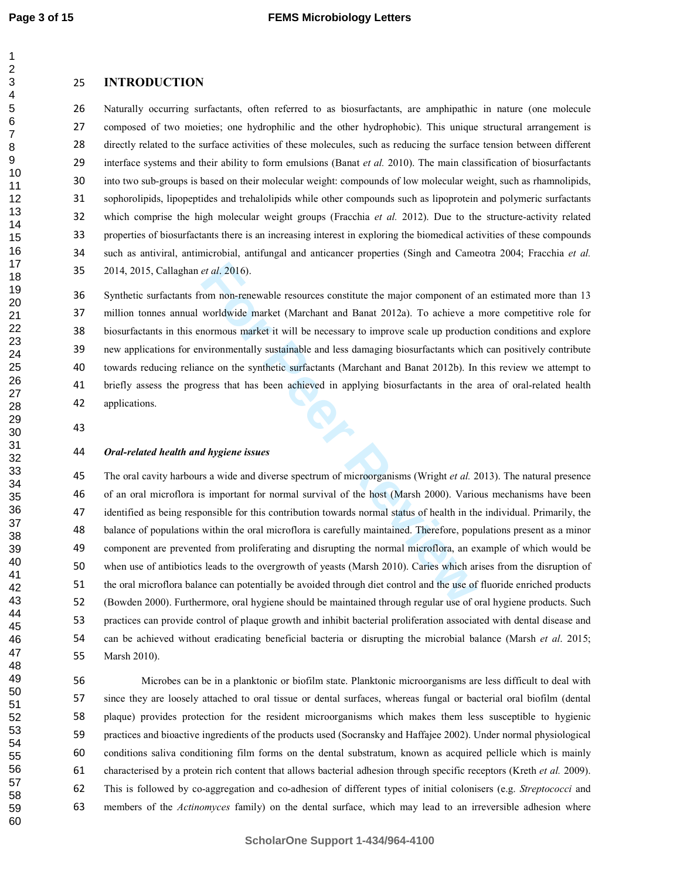# INTRODUCTION

Naturally occurring surfactants, often referred to as biosurfactants, are amphipathic in nature (one molecule composed of two moieties; one hydrophilic and the other hydrophobic). This unique structural arrangement is directly related to the surface activities of these molecules, such as reducing the surface tension between different interface systems and their ability to form emulsions (Banat *et al.* 2010). The main classification of biosurfactants into two sub-groups is based on their molecular weight: compounds of low molecular weight, such as rhamnolipids, sophorolipids, lipopeptides and trehalolipids while other compounds such as lipoprotein and polymeric surfactants which comprise the high molecular weight groups (Fracchia *et al.* 2012). Due to the structure-activity related properties of biosurfactants there is an increasing interest in exploring the biomedical activities of these compounds such as antiviral, antimicrobial, antifungal and anticancer properties (Singh and Cameotra 2004; Fracchia *et al.* 2014, 2015, Callaghan *et al*. 2016).

Synthetic surfactants from non-renewable resources constitute the major component of an estimated more than 13 million tonnes annual worldwide market (Marchant and Banat 2012a). To achieve a more competitive role for biosurfactants in this enormous market it will be necessary to improve scale up production conditions and explore new applications for environmentally sustainable and less damaging biosurfactants which can positively contribute towards reducing reliance on the synthetic surfactants (Marchant and Banat 2012b). In this review we attempt to briefly assess the progress that has been achieved in applying biosurfactants in the area of oral-related health applications.

### *Oral-related health and hygiene issues*

The oral cavity harbours a wide and diverse spectrum of microorganisms (Wright *et al.* 2013). The natural presence of an oral microflora is important for normal survival of the host (Marsh 2000). Various mechanisms have been identified as being responsible for this contribution towards normal status of health in the individual. Primarily, the balance of populations within the oral microflora is carefully maintained. Therefore, populations present as a minor component are prevented from proliferating and disrupting the normal microflora, an example of which would be when use of antibiotics leads to the overgrowth of yeasts (Marsh 2010). Caries which arises from the disruption of the oral microflora balance can potentially be avoided through diet control and the use of fluoride enriched products (Bowden 2000). Furthermore, oral hygiene should be maintained through regular use of oral hygiene products. Such practices can provide control of plaque growth and inhibit bacterial proliferation associated with dental disease and can be achieved without eradicating beneficial bacteria or disrupting the microbial balance (Marsh *et al*. 2015; Marsh 2010).

Microbes can be in a planktonic or biofilm state. Planktonic microorganisms are less difficult to deal with since they are loosely attached to oral tissue or dental surfaces, whereas fungal or bacterial oral biofilm (dental plaque) provides protection for the resident microorganisms which makes them less susceptible to hygienic practices and bioactive ingredients of the products used (Socransky and Haffajee 2002). Under normal physiological conditions saliva conditioning film forms on the dental substratum, known as acquired pellicle which is mainly characterised by a protein rich content that allows bacterial adhesion through specific receptors (Kreth *et al.* 2009). This is followed by co-aggregation and co-adhesion of different types of initial colonisers (e.g. *Streptococci* and members of the *Actinomyces* family) on the dental surface, which may lead to an irreversible adhesion where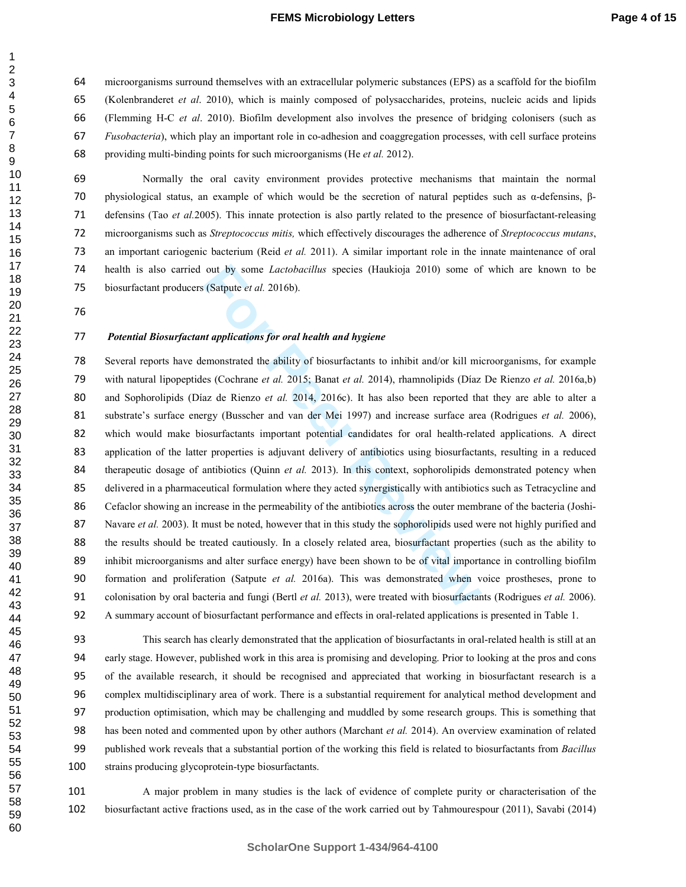microorganisms surround themselves with an extracellular polymeric substances (EPS) as a scaffold for the biofilm (Kolenbranderet *et al*. 2010), which is mainly composed of polysaccharides, proteins, nucleic acids and lipids (Flemming H-C *et al*. 2010). Biofilm development also involves the presence of bridging colonisers (such as *Fusobacteria*), which play an important role in co-adhesion and coaggregation processes, with cell surface proteins providing multi-binding points for such microorganisms (He *et al.* 2012).

Normally the oral cavity environment provides protective mechanisms that maintain the normal physiological status, an example of which would be the secretion of natural peptides such as α-defensins, β-defensins (Tao *et al.*2005). This innate protection is also partly related to the presence of biosurfactant-releasing microorganisms such as *Streptococcus mitis,* which effectively discourages the adherence of *Streptococcus mutans*, an important cariogenic bacterium (Reid *et al.* 2011). A similar important role in the innate maintenance of oral health is also carried out by some *Lactobacillus* species (Haukioja 2010) some of which are known to be biosurfactant producers (Satpute *et al.* 2016b).

### *Potential Biosurfactant applications for oral health and hygiene*

Several reports have demonstrated the ability of biosurfactants to inhibit and/or kill microorganisms, for example with natural lipopeptides (Cochrane *et al.* 2015; Banat *et al.* 2014), rhamnolipids (Díaz De Rienzo *et al.* 2016a,b) and Sophorolipids (Díaz de Rienzo *et al.* 2014, 2016c). It has also been reported that they are able to alter a substrate's surface energy (Busscher and van der Mei 1997) and increase surface area (Rodrigues *et al.* 2006), which would make biosurfactants important potential candidates for oral health-related applications. A direct application of the latter properties is adjuvant delivery of antibiotics using biosurfactants, resulting in a reduced therapeutic dosage of antibiotics (Quinn *et al.* 2013). In this context, sophorolipids demonstrated potency when delivered in a pharmaceutical formulation where they acted synergistically with antibiotics such as Tetracycline and Cefaclor showing an increase in the permeability of the antibiotics across the outer membrane of the bacteria (Joshi-Navare *et al.* 2003). It must be noted, however that in this study the sophorolipids used were not highly purified and the results should be treated cautiously. In a closely related area, biosurfactant properties (such as the ability to inhibit microorganisms and alter surface energy) have been shown to be of vital importance in controlling biofilm formation and proliferation (Satpute *et al.* 2016a). This was demonstrated when voice prostheses, prone to colonisation by oral bacteria and fungi (Bertl *et al.* 2013), were treated with biosurfactants (Rodrigues *et al.* 2006). A summary account of biosurfactant performance and effects in oral-related applications is presented in Table 1.

This search has clearly demonstrated that the application of biosurfactants in oral-related health is still at an early stage. However, published work in this area is promising and developing. Prior to looking at the pros and cons of the available research, it should be recognised and appreciated that working in biosurfactant research is a complex multidisciplinary area of work. There is a substantial requirement for analytical method development and production optimisation, which may be challenging and muddled by some research groups. This is something that has been noted and commented upon by other authors (Marchant *et al.* 2014). An overview examination of related published work reveals that a substantial portion of the working this field is related to biosurfactants from *Bacillus* strains producing glycoprotein-type biosurfactants.

A major problem in many studies is the lack of evidence of complete purity or characterisation of the biosurfactant active fractions used, as in the case of the work carried out by Tahmourespour (2011), Savabi (2014)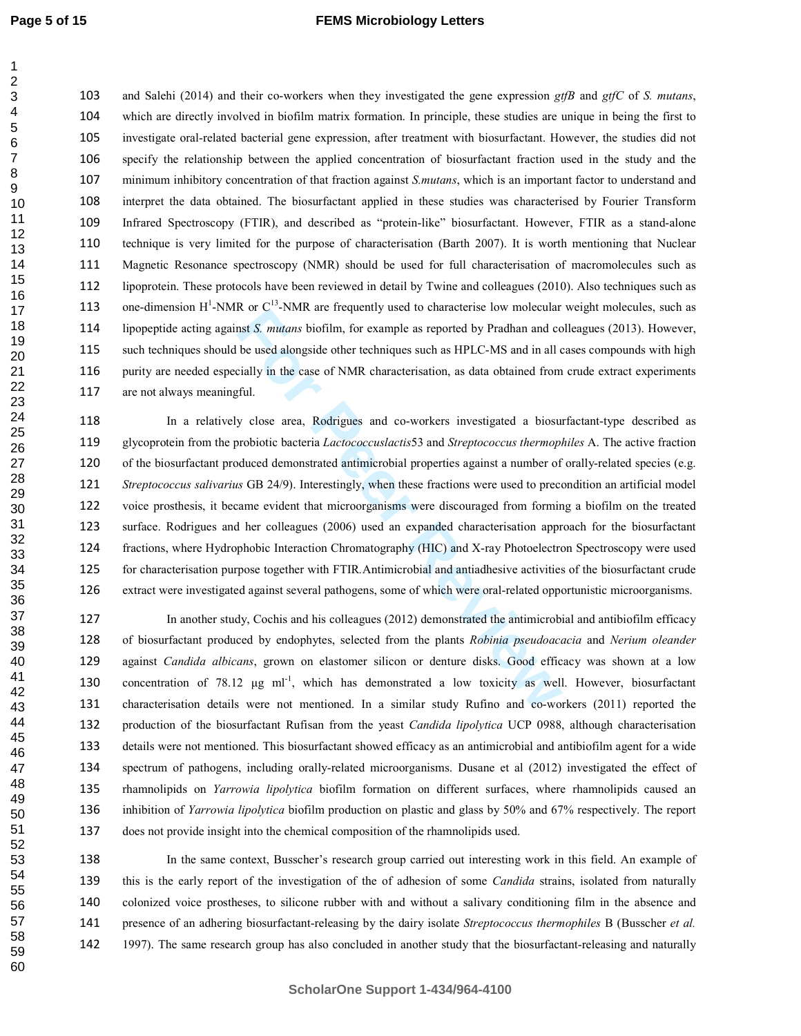and Salehi (2014) and their co-workers when they investigated the gene expression *gtfB* and *gtfC* of *S. mutans*, which are directly involved in biofilm matrix formation. In principle, these studies are unique in being the first to investigate oral-related bacterial gene expression, after treatment with biosurfactant. However, the studies did not specify the relationship between the applied concentration of biosurfactant fraction used in the study and the minimum inhibitory concentration of that fraction against *S.mutans*, which is an important factor to understand and interpret the data obtained. The biosurfactant applied in these studies was characterised by Fourier Transform Infrared Spectroscopy (FTIR), and described as "protein-like" biosurfactant. However, FTIR as a stand-alone technique is very limited for the purpose of characterisation (Barth 2007). It is worth mentioning that Nuclear Magnetic Resonance spectroscopy (NMR) should be used for full characterisation of macromolecules such as lipoprotein. These protocols have been reviewed in detail by Twine and colleagues (2010). Also techniques such as one-dimension $H^1$-NMR or $C^{13}$-NMR are frequently used to characterise low molecular weight molecules, such as lipopeptide acting against *S. mutans* biofilm, for example as reported by Pradhan and colleagues (2013). However, such techniques should be used alongside other techniques such as HPLC-MS and in all cases compounds with high purity are needed especially in the case of NMR characterisation, as data obtained from crude extract experiments are not always meaningful.

In a relatively close area, Rodrigues and co-workers investigated a biosurfactant-type described as glycoprotein from the probiotic bacteria *Lactococcuslactis*53 and *Streptococcus thermophiles* A. The active fraction of the biosurfactant produced demonstrated antimicrobial properties against a number of orally-related species (e.g. *Streptococcus salivarius* GB 24/9). Interestingly, when these fractions were used to precondition an artificial model voice prosthesis, it became evident that microorganisms were discouraged from forming a biofilm on the treated surface. Rodrigues and her colleagues (2006) used an expanded characterisation approach for the biosurfactant fractions, where Hydrophobic Interaction Chromatography (HIC) and X-ray Photoelectron Spectroscopy were used for characterisation purpose together with FTIR.Antimicrobial and antiadhesive activities of the biosurfactant crude extract were investigated against several pathogens, some of which were oral-related opportunistic microorganisms.

In another study, Cochis and his colleagues (2012) demonstrated the antimicrobial and antibiofilm efficacy of biosurfactant produced by endophytes, selected from the plants *Robinia pseudoacacia* and *Nerium oleander* against *Candida albicans*, grown on elastomer silicon or denture disks. Good efficacy was shown at a low concentration of 78.12 μg $ml^{-1}$, which has demonstrated a low toxicity as well. However, biosurfactant characterisation details were not mentioned. In a similar study Rufino and co-workers (2011) reported the production of the biosurfactant Rufisan from the yeast *Candida lipolytica* UCP 0988, although characterisation details were not mentioned. This biosurfactant showed efficacy as an antimicrobial and antibiofilm agent for a wide spectrum of pathogens, including orally-related microorganisms. Dusane et al (2012) investigated the effect of rhamnolipids on *Yarrowia lipolytica* biofilm formation on different surfaces, where rhamnolipids caused an inhibition of *Yarrowia lipolytica* biofilm production on plastic and glass by 50% and 67% respectively. The report does not provide insight into the chemical composition of the rhamnolipids used.

In the same context, Busscher's research group carried out interesting work in this field. An example of this is the early report of the investigation of the of adhesion of some *Candida* strains, isolated from naturally colonized voice prostheses, to silicone rubber with and without a salivary conditioning film in the absence and presence of an adhering biosurfactant-releasing by the dairy isolate *Streptococcus thermophiles* B (Busscher *et al.* 1997). The same research group has also concluded in another study that the biosurfactant-releasing and naturally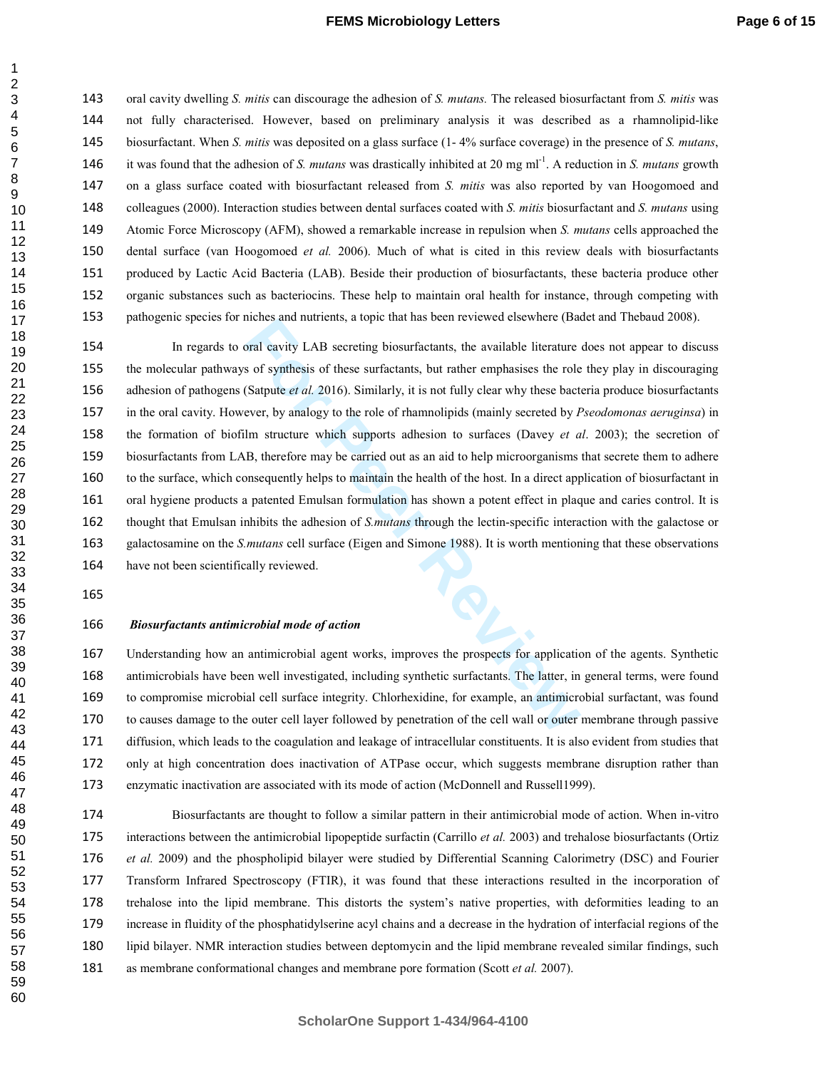oral cavity dwelling *S. mitis* can discourage the adhesion of *S. mutans.* The released biosurfactant from *S. mitis* was not fully characterised. However, based on preliminary analysis it was described as a rhamnolipid-like biosurfactant. When *S. mitis* was deposited on a glass surface (1- 4% surface coverage) in the presence of *S. mutans*, it was found that the adhesion of *S. mutans* was drastically inhibited at 20 mg ml$^{-1}$. A reduction in *S. mutans* growth on a glass surface coated with biosurfactant released from *S. mitis* was also reported by van Hoogomoed and colleagues (2000). Interaction studies between dental surfaces coated with *S. mitis* biosurfactant and *S. mutans* using Atomic Force Microscopy (AFM), showed a remarkable increase in repulsion when *S. mutans* cells approached the dental surface (van Hoogomoed *et al.* 2006). Much of what is cited in this review deals with biosurfactants produced by Lactic Acid Bacteria (LAB). Beside their production of biosurfactants, these bacteria produce other organic substances such as bacteriocins. These help to maintain oral health for instance, through competing with pathogenic species for niches and nutrients, a topic that has been reviewed elsewhere (Badet and Thebaud 2008).

In regards to oral cavity LAB secreting biosurfactants, the available literature does not appear to discuss the molecular pathways of synthesis of these surfactants, but rather emphasises the role they play in discouraging adhesion of pathogens (Satpute *et al.* 2016). Similarly, it is not fully clear why these bacteria produce biosurfactants in the oral cavity. However, by analogy to the role of rhamnolipids (mainly secreted by *Pseodomonas aeruginsa*) in the formation of biofilm structure which supports adhesion to surfaces (Davey *et al*. 2003); the secretion of biosurfactants from LAB, therefore may be carried out as an aid to help microorganisms that secrete them to adhere to the surface, which consequently helps to maintain the health of the host. In a direct application of biosurfactant in oral hygiene products a patented Emulsan formulation has shown a potent effect in plaque and caries control. It is thought that Emulsan inhibits the adhesion of *S.mutans* through the lectin-specific interaction with the galactose or galactosamine on the *S.mutans* cell surface (Eigen and Simone 1988). It is worth mentioning that these observations have not been scientifically reviewed.

### *Biosurfactants antimicrobial mode of action*

Understanding how an antimicrobial agent works, improves the prospects for application of the agents. Synthetic antimicrobials have been well investigated, including synthetic surfactants. The latter, in general terms, were found to compromise microbial cell surface integrity. Chlorhexidine, for example, an antimicrobial surfactant, was found to causes damage to the outer cell layer followed by penetration of the cell wall or outer membrane through passive diffusion, which leads to the coagulation and leakage of intracellular constituents. It is also evident from studies that only at high concentration does inactivation of ATPase occur, which suggests membrane disruption rather than enzymatic inactivation are associated with its mode of action (McDonnell and Russell1999).

Biosurfactants are thought to follow a similar pattern in their antimicrobial mode of action. When in-vitro interactions between the antimicrobial lipopeptide surfactin (Carrillo *et al.* 2003) and trehalose biosurfactants (Ortiz *et al.* 2009) and the phospholipid bilayer were studied by Differential Scanning Calorimetry (DSC) and Fourier Transform Infrared Spectroscopy (FTIR), it was found that these interactions resulted in the incorporation of trehalose into the lipid membrane. This distorts the system's native properties, with deformities leading to an increase in fluidity of the phosphatidylserine acyl chains and a decrease in the hydration of interfacial regions of the lipid bilayer. NMR interaction studies between deptomycin and the lipid membrane revealed similar findings, such as membrane conformational changes and membrane pore formation (Scott *et al.* 2007).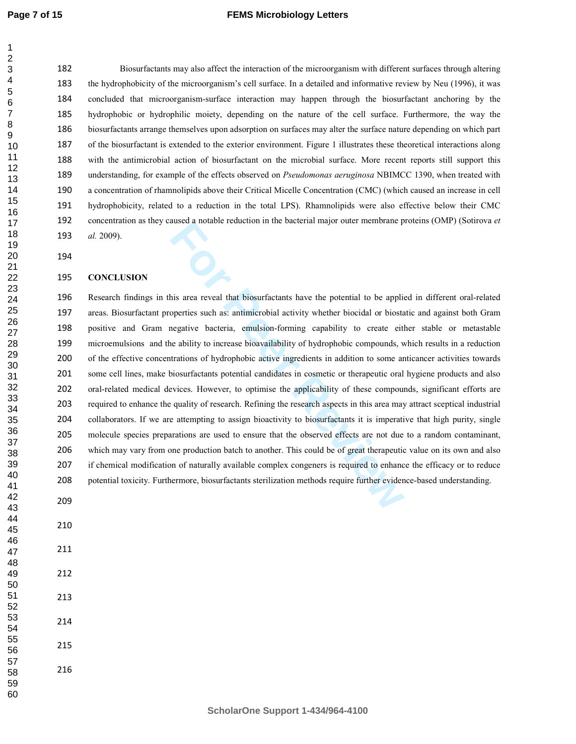Biosurfactants may also affect the interaction of the microorganism with different surfaces through altering the hydrophobicity of the microorganism's cell surface. In a detailed and informative review by Neu (1996), it was concluded that microorganism-surface interaction may happen through the biosurfactant anchoring by the hydrophobic or hydrophilic moiety, depending on the nature of the cell surface. Furthermore, the way the biosurfactants arrange themselves upon adsorption on surfaces may alter the surface nature depending on which part of the biosurfactant is extended to the exterior environment. Figure 1 illustrates these theoretical interactions along with the antimicrobial action of biosurfactant on the microbial surface. More recent reports still support this understanding, for example of the effects observed on *Pseudomonas aeruginosa* NBIMCC 1390, when treated with a concentration of rhamnolipids above their Critical Micelle Concentration (CMC) (which caused an increase in cell hydrophobicity, related to a reduction in the total LPS). Rhamnolipids were also effective below their CMC concentration as they caused a notable reduction in the bacterial major outer membrane proteins (OMP) (Sotirova *et al.* 2009).

## CONCLUSION

Research findings in this area reveal that biosurfactants have the potential to be applied in different oral-related areas. Biosurfactant properties such as: antimicrobial activity whether biocidal or biostatic and against both Gram positive and Gram negative bacteria, emulsion-forming capability to create either stable or metastable microemulsions and the ability to increase bioavailability of hydrophobic compounds, which results in a reduction of the effective concentrations of hydrophobic active ingredients in addition to some anticancer activities towards some cell lines, make biosurfactants potential candidates in cosmetic or therapeutic oral hygiene products and also oral-related medical devices. However, to optimise the applicability of these compounds, significant efforts are required to enhance the quality of research. Refining the research aspects in this area may attract sceptical industrial collaborators. If we are attempting to assign bioactivity to biosurfactants it is imperative that high purity, single molecule species preparations are used to ensure that the observed effects are not due to a random contaminant, which may vary from one production batch to another. This could be of great therapeutic value on its own and also if chemical modification of naturally available complex congeners is required to enhance the efficacy or to reduce potential toxicity. Furthermore, biosurfactants sterilization methods require further evidence-based understanding.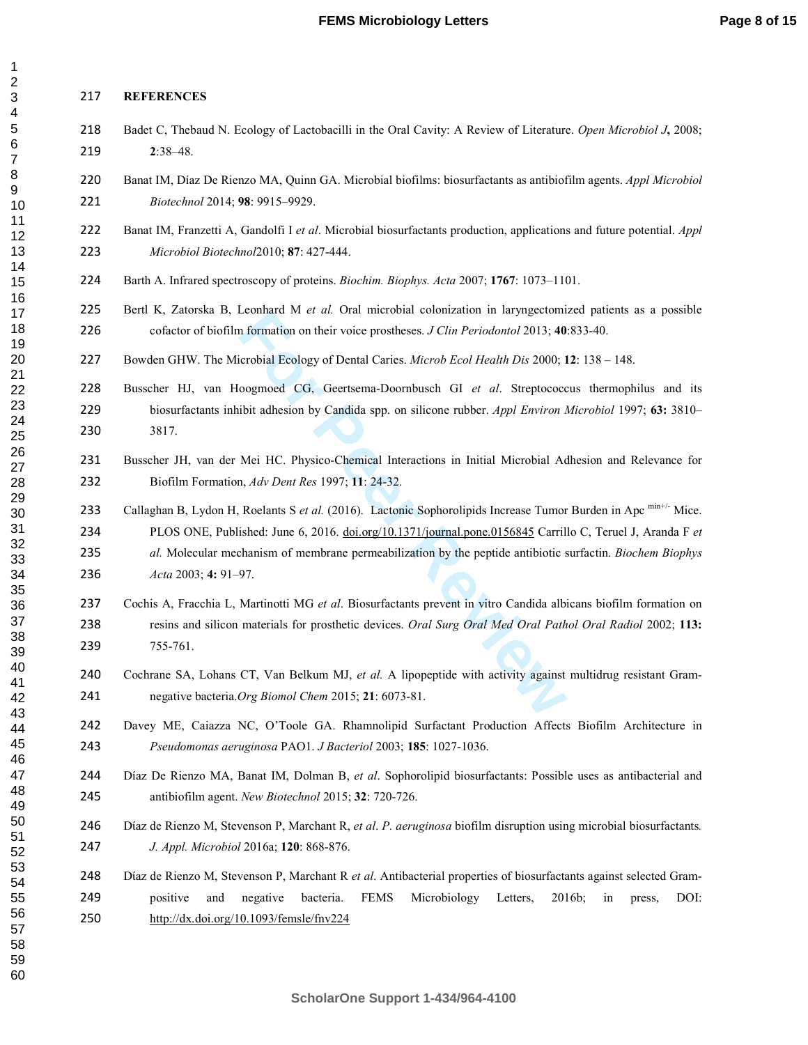## REFERENCES

Badet C, Thebaud N. Ecology of Lactobacilli in the Oral Cavity: A Review of Literature. *Open Microbiol J***,** 2008; **2**:38–48.

Banat IM, Díaz De Rienzo MA, Quinn GA. Microbial biofilms: biosurfactants as antibiofilm agents. *Appl Microbiol Biotechnol* 2014; **98**: 9915–9929.

Banat IM, Franzetti A, Gandolfi I *et al*. Microbial biosurfactants production, applications and future potential. *Appl Microbiol Biotechnol*2010; **87**: 427-444.

Barth A. Infrared spectroscopy of proteins. *Biochim. Biophys. Acta* 2007; **1767**: 1073–1101.

Bertl K, Zatorska B, Leonhard M *et al.* Oral microbial colonization in laryngectomized patients as a possible cofactor of biofilm formation on their voice prostheses. *J Clin Periodontol* 2013; **40**:833-40.

Bowden GHW. The Microbial Ecology of Dental Caries. *Microb Ecol Health Dis* 2000; **12**: 138 – 148.

Busscher HJ, van Hoogmoed CG, Geertsema-Doornbusch GI *et al*. Streptococcus thermophilus and its biosurfactants inhibit adhesion by Candida spp. on silicone rubber. *Appl Environ Microbiol* 1997; **63:** 3810–3817.

Busscher JH, van der Mei HC. Physico-Chemical Interactions in Initial Microbial Adhesion and Relevance for Biofilm Formation, *Adv Dent Res* 1997; **11**: 24-32.

Callaghan B, Lydon H, Roelants S *et al.* (2016). Lactonic Sophorolipids Increase Tumor Burden in Apc $^{min+/-}$ Mice. PLOS ONE, Published: June 6, 2016. doi.org/10.1371/journal.pone.0156845 Carrillo C, Teruel J, Aranda F *et al.* Molecular mechanism of membrane permeabilization by the peptide antibiotic surfactin. *Biochem Biophys Acta* 2003; **4:** 91–97.

Cochis A, Fracchia L, Martinotti MG *et al*. Biosurfactants prevent in vitro Candida albicans biofilm formation on resins and silicon materials for prosthetic devices. *Oral Surg Oral Med Oral Pathol Oral Radiol* 2002; **113:** 755-761.

Cochrane SA, Lohans CT, Van Belkum MJ, *et al.* A lipopeptide with activity against multidrug resistant Gram-negative bacteria.*Org Biomol Chem* 2015; **21**: 6073-81.

Davey ME, Caiazza NC, O'Toole GA. Rhamnolipid Surfactant Production Affects Biofilm Architecture in *Pseudomonas aeruginosa* PAO1. *J Bacteriol* 2003; **185**: 1027-1036.

Díaz De Rienzo MA, Banat IM, Dolman B, *et al*. Sophorolipid biosurfactants: Possible uses as antibacterial and antibiofilm agent. *New Biotechnol* 2015; **32**: 720-726.

Díaz de Rienzo M, Stevenson P, Marchant R, *et al*. *P. aeruginosa* biofilm disruption using microbial biosurfactants*. J. Appl. Microbiol* 2016a; **120**: 868-876.

Díaz de Rienzo M, Stevenson P, Marchant R *et al*. Antibacterial properties of biosurfactants against selected Gram-positive and negative bacteria. FEMS Microbiology Letters, 2016b; in press, DOI: http://dx.doi.org/10.1093/femsle/fnv224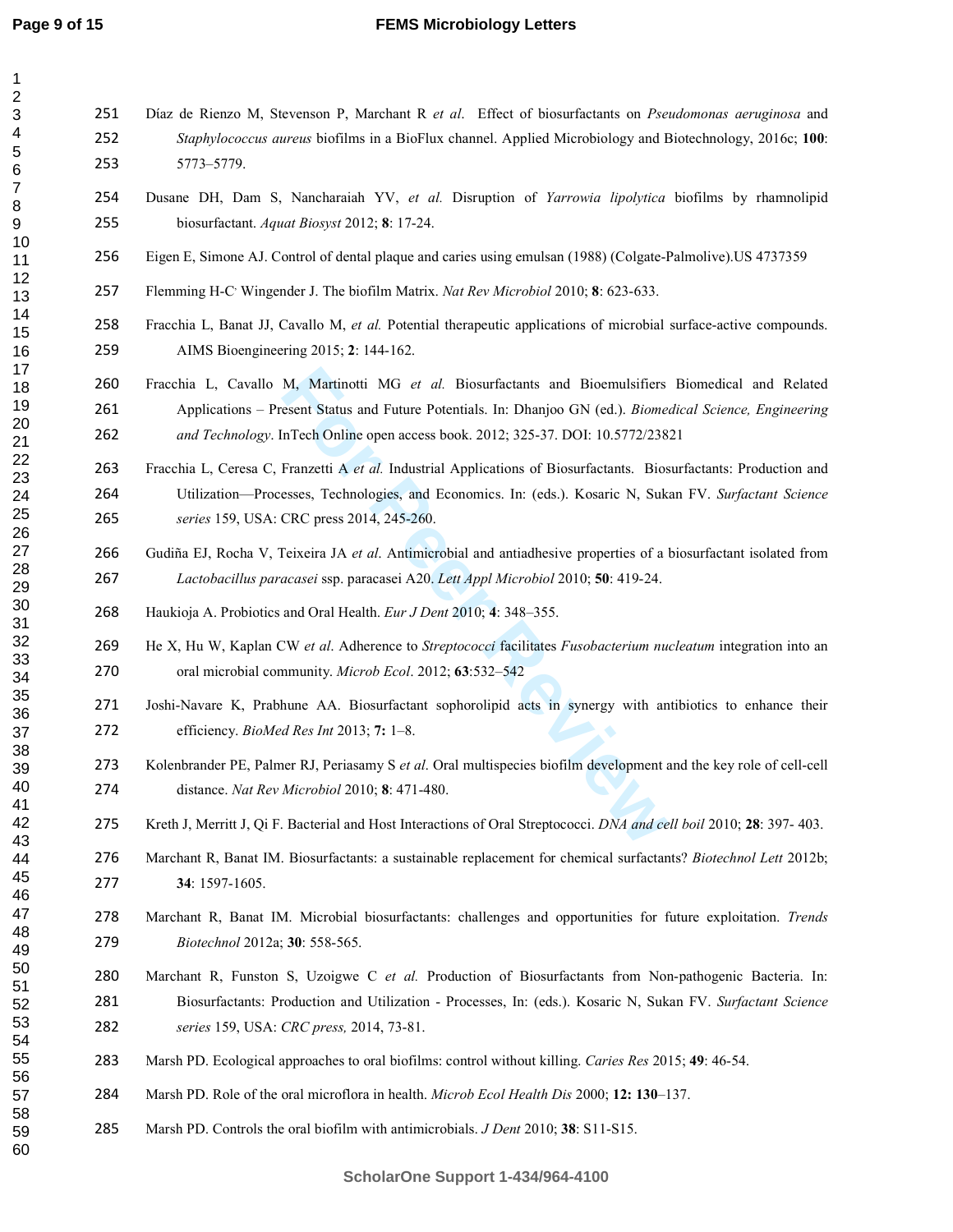Díaz de Rienzo M, Stevenson P, Marchant R *et al*. Effect of biosurfactants on *Pseudomonas aeruginosa* and *Staphylococcus aureus* biofilms in a BioFlux channel. Applied Microbiology and Biotechnology, 2016c; **100**: 5773–5779.

Dusane DH, Dam S, Nancharaiah YV, *et al.* Disruption of *Yarrowia lipolytica* biofilms by rhamnolipid biosurfactant. *Aquat Biosyst* 2012; **8**: 17-24.

Eigen E, Simone AJ. Control of dental plaque and caries using emulsan (1988) (Colgate-Palmolive).US 4737359

Flemming H-C, Wingender J. The biofilm Matrix. *Nat Rev Microbiol* 2010; **8**: 623-633.

Fracchia L, Banat JJ, Cavallo M, *et al.* Potential therapeutic applications of microbial surface-active compounds. AIMS Bioengineering 2015; **2**: 144-162.

Fracchia L, Cavallo M, Martinotti MG *et al.* Biosurfactants and Bioemulsifiers Biomedical and Related Applications – Present Status and Future Potentials. In: Dhanjoo GN (ed.). *Biomedical Science, Engineering and Technology*. InTech Online open access book. 2012; 325-37. DOI: 10.5772/23821

Fracchia L, Ceresa C, Franzetti A *et al.* Industrial Applications of Biosurfactants. Biosurfactants: Production and Utilization—Processes, Technologies, and Economics. In: (eds.). Kosaric N, Sukan FV. *Surfactant Science series* 159, USA: CRC press 2014, 245-260.

Gudiña EJ, Rocha V, Teixeira JA *et al*. Antimicrobial and antiadhesive properties of a biosurfactant isolated from *Lactobacillus paracasei* ssp. paracasei A20. *Lett Appl Microbiol* 2010; **50**: 419-24.

Haukioja A. Probiotics and Oral Health. *Eur J Dent* 2010; **4**: 348–355.

He X, Hu W, Kaplan CW *et al*. Adherence to *Streptococci* facilitates *Fusobacterium nucleatum* integration into an oral microbial community. *Microb Ecol*. 2012; **63**:532–542

Joshi-Navare K, Prabhune AA. Biosurfactant sophorolipid acts in synergy with antibiotics to enhance their efficiency. *BioMed Res Int* 2013; **7:** 1–8.

Kolenbrander PE, Palmer RJ, Periasamy S *et al*. Oral multispecies biofilm development and the key role of cell-cell distance. *Nat Rev Microbiol* 2010; **8**: 471-480.

Kreth J, Merritt J, Qi F. Bacterial and Host Interactions of Oral Streptococci. *DNA and cell boil* 2010; **28**: 397- 403.

Marchant R, Banat IM. Biosurfactants: a sustainable replacement for chemical surfactants? *Biotechnol Lett* 2012b; **34**: 1597-1605.

Marchant R, Banat IM. Microbial biosurfactants: challenges and opportunities for future exploitation. *Trends Biotechnol* 2012a; **30**: 558-565.

Marchant R, Funston S, Uzoigwe C *et al.* Production of Biosurfactants from Non-pathogenic Bacteria. In: Biosurfactants: Production and Utilization - Processes, In: (eds.). Kosaric N, Sukan FV. *Surfactant Science series* 159, USA: *CRC press,* 2014, 73-81.

Marsh PD. Ecological approaches to oral biofilms: control without killing. *Caries Res* 2015; **49**: 46-54.

Marsh PD. Role of the oral microflora in health. *Microb Ecol Health Dis* 2000; **12: 130**–137.

Marsh PD. Controls the oral biofilm with antimicrobials. *J Dent* 2010; **38**: S11-S15.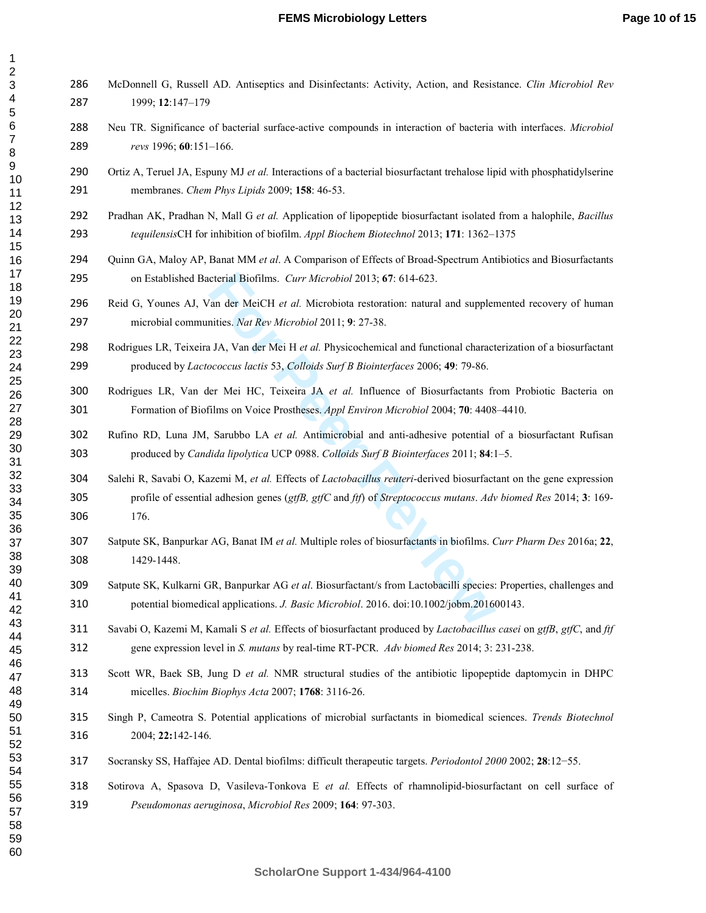McDonnell G, Russell AD. Antiseptics and Disinfectants: Activity, Action, and Resistance. *Clin Microbiol Rev* 1999; **12**:147–179

Neu TR. Significance of bacterial surface-active compounds in interaction of bacteria with interfaces. *Microbiol revs* 1996; **60**:151–166.

Ortiz A, Teruel JA, Espuny MJ *et al.* Interactions of a bacterial biosurfactant trehalose lipid with phosphatidylserine membranes. *Chem Phys Lipids* 2009; **158**: 46-53.

Pradhan AK, Pradhan N, Mall G *et al.* Application of lipopeptide biosurfactant isolated from a halophile, *Bacillus tequilensis*CH for inhibition of biofilm. *Appl Biochem Biotechnol* 2013; **171**: 1362–1375

Quinn GA, Maloy AP, Banat MM *et al*. A Comparison of Effects of Broad-Spectrum Antibiotics and Biosurfactants on Established Bacterial Biofilms. *Curr Microbiol* 2013; **67**: 614-623.

Reid G, Younes AJ, Van der MeiCH *et al.* Microbiota restoration: natural and supplemented recovery of human microbial communities. *Nat Rev Microbiol* 2011; **9**: 27-38.

Rodrigues LR, Teixeira JA, Van der Mei H *et al.* Physicochemical and functional characterization of a biosurfactant produced by *Lactococcus lactis* 53, *Colloids Surf B Biointerfaces* 2006; **49**: 79-86.

Rodrigues LR, Van der Mei HC, Teixeira JA *et al.* Influence of Biosurfactants from Probiotic Bacteria on Formation of Biofilms on Voice Prostheses. *Appl Environ Microbiol* 2004; **70**: 4408–4410.

Rufino RD, Luna JM, Sarubbo LA *et al.* Antimicrobial and anti-adhesive potential of a biosurfactant Rufisan produced by *Candida lipolytica* UCP 0988. *Colloids Surf B Biointerfaces* 2011; **84**:1–5.

Salehi R, Savabi O, Kazemi M, *et al.* Effects of *Lactobacillus reuteri*-derived biosurfactant on the gene expression profile of essential adhesion genes (*gtfB, gtfC* and *ftf*) of *Streptococcus mutans*. *Adv biomed Res* 2014; **3**: 169-176.

Satpute SK, Banpurkar AG, Banat IM *et al.* Multiple roles of biosurfactants in biofilms. *Curr Pharm Des* 2016a; **22**, 1429-1448.

Satpute SK, Kulkarni GR, Banpurkar AG *et al*. Biosurfactant/s from Lactobacilli species: Properties, challenges and potential biomedical applications. *J. Basic Microbiol*. 2016. doi:10.1002/jobm.201600143.

Savabi O, Kazemi M, Kamali S *et al.* Effects of biosurfactant produced by *Lactobacillus casei* on *gtfB*, *gtfC*, and *ftf* gene expression level in *S. mutans* by real-time RT-PCR. *Adv biomed Res* 2014; 3: 231-238.

Scott WR, Baek SB, Jung D *et al.* NMR structural studies of the antibiotic lipopeptide daptomycin in DHPC micelles. *Biochim Biophys Acta* 2007; **1768**: 3116-26.

Singh P, Cameotra S. Potential applications of microbial surfactants in biomedical sciences. *Trends Biotechnol* 2004; **22:**142-146.

Socransky SS, Haffajee AD. Dental biofilms: difficult therapeutic targets. *Periodontol 2000* 2002; **28**:12−55.

Sotirova A, Spasova D, Vasileva-Tonkova E *et al.* Effects of rhamnolipid-biosurfactant on cell surface of *Pseudomonas aeruginosa*, *Microbiol Res* 2009; **164**: 97-303.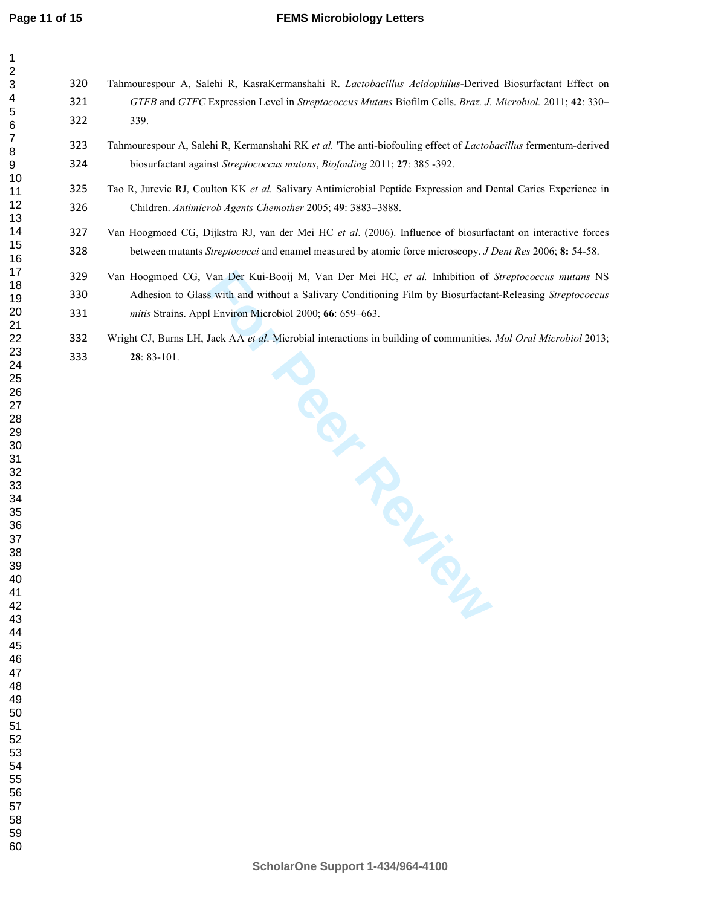Tahmourespour A, Salehi R, KasraKermanshahi R. *Lactobacillus Acidophilus*-Derived Biosurfactant Effect on *GTFB* and *GTFC* Expression Level in *Streptococcus Mutans* Biofilm Cells. *Braz. J. Microbiol.* 2011; **42**: 330–339.

Tahmourespour A, Salehi R, Kermanshahi RK *et al.* 'The anti-biofouling effect of *Lactobacillus* fermentum-derived biosurfactant against *Streptococcus mutans*, *Biofouling* 2011; **27**: 385 -392.

Tao R, Jurevic RJ, Coulton KK *et al.* Salivary Antimicrobial Peptide Expression and Dental Caries Experience in Children. *Antimicrob Agents Chemother* 2005; **49**: 3883–3888.

Van Hoogmoed CG, Dijkstra RJ, van der Mei HC *et al*. (2006). Influence of biosurfactant on interactive forces between mutants *Streptococci* and enamel measured by atomic force microscopy. *J Dent Res* 2006; **8:** 54-58.

Van Hoogmoed CG, Van Der Kui-Booij M, Van Der Mei HC, *et al.* Inhibition of *Streptococcus mutans* NS Adhesion to Glass with and without a Salivary Conditioning Film by Biosurfactant-Releasing *Streptococcus mitis* Strains. Appl Environ Microbiol 2000; **66**: 659–663.

Wright CJ, Burns LH, Jack AA *et al*. Microbial interactions in building of communities. *Mol Oral Microbiol* 2013; **28**: 83-101.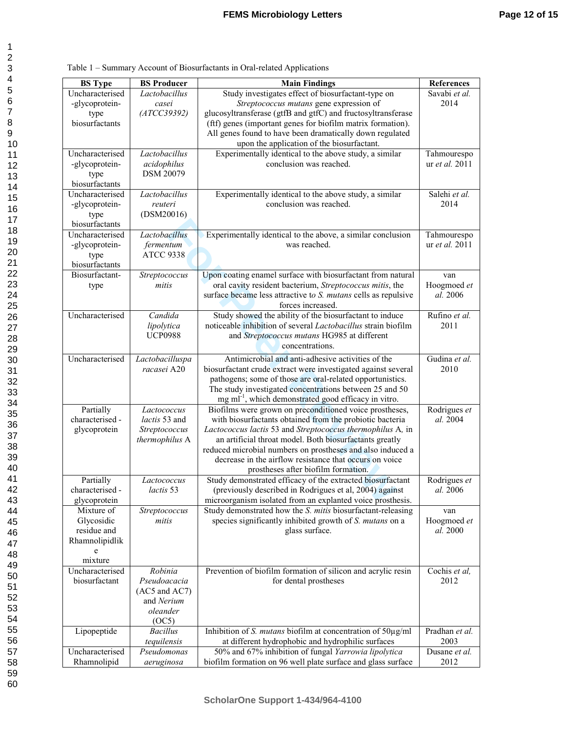Table 1 – Summary Account of Biosurfactants in Oral-related Applications

| BS Type | BS Producer | Main Findings | References |
|---|---|---|---|
| Uncharacterised -glycoprotein-type biosurfactants | *Lactobacillus casei (ATCC39392)* | Study investigates effect of biosurfactant-type on *Streptococcus mutans* gene expression of glucosyltransferase (gtfB and gtfC) and fructosyltransferase (ftf) genes (important genes for biofilm matrix formation). All genes found to have been dramatically down regulated upon the application of the biosurfactant. | Savabi *et al.* 2014 |
| Uncharacterised -glycoprotein-type biosurfactants | *Lactobacillus acidophilus* DSM 20079 | Experimentally identical to the above study, a similar conclusion was reached. | Tahmourespour *et al.* 2011 |
| Uncharacterised -glycoprotein-type biosurfactants | *Lactobacillus reuteri* (DSM20016) | Experimentally identical to the above study, a similar conclusion was reached. | Salehi *et al.* 2014 |
| Uncharacterised -glycoprotein-type biosurfactants | *Lactobacillus fermentum* ATCC 9338 | Experimentally identical to the above, a similar conclusion was reached. | Tahmourespour *et al.* 2011 |
| Biosurfactant-type | *Streptococcus mitis* | Upon coating enamel surface with biosurfactant from natural oral cavity resident bacterium, *Streptococcus mitis*, the surface became less attractive to *S. mutans* cells as repulsive forces increased. | van Hoogmoed *et al.* 2006 |
| Uncharacterised | *Candida lipolytica* UCP0988 | Study showed the ability of the biosurfactant to induce noticeable inhibition of several *Lactobacillus* strain biofilm and *Streptococcus mutans* HG985 at different concentrations. | Rufino *et al.* 2011 |
| Uncharacterised | *Lactobacilluspa racasei* A20 | Antimicrobial and anti-adhesive activities of the biosurfactant crude extract were investigated against several pathogens; some of those are oral-related opportunistics. The study investigated concentrations between 25 and 50 mg ml$^{-1}$, which demonstrated good efficacy in vitro. | Gudina *et al.* 2010 |
| Partially characterised - glycoprotein | *Lactococcus lactis* 53 and *Streptococcus thermophilus* A | Biofilms were grown on preconditioned voice prostheses, with biosurfactants obtained from the probiotic bacteria *Lactococcus lactis* 53 and *Streptococcus thermophilus* A, in an artificial throat model. Both biosurfactants greatly reduced microbial numbers on prostheses and also induced a decrease in the airflow resistance that occurs on voice prostheses after biofilm formation. | Rodrigues *et al.* 2004 |
| Partially characterised - glycoprotein | *Lactococcus lactis* 53 | Study demonstrated efficacy of the extracted biosurfactant (previously described in Rodrigues et al, 2004) against microorganism isolated from an explanted voice prosthesis. | Rodrigues *et al.* 2006 |
| Mixture of Glycosidic residue and Rhamnolipidlike mixture | *Streptococcus mitis* | Study demonstrated how the *S. mitis* biosurfactant-releasing species significantly inhibited growth of *S. mutans* on a glass surface. | van Hoogmoed *et al.* 2000 |
| Uncharacterised biosurfactant | *Robinia Pseudoacacia* (AC5 and AC7) and *Nerium oleander* (OC5) | Prevention of biofilm formation of silicon and acrylic resin for dental prostheses | Cochis *et al,* 2012 |
| Lipopeptide | *Bacillus tequilensis* | Inhibition of *S. mutans* biofilm at concentration of 50µg/ml at different hydrophobic and hydrophilic surfaces | Pradhan *et al.* 2003 |
| Uncharacterised Rhamnolipid | *Pseudomonas aeruginosa* | 50% and 67% inhibition of fungal *Yarrowia lipolytica* biofilm formation on 96 well plate surface and glass surface | Dusane *et al.* 2012 |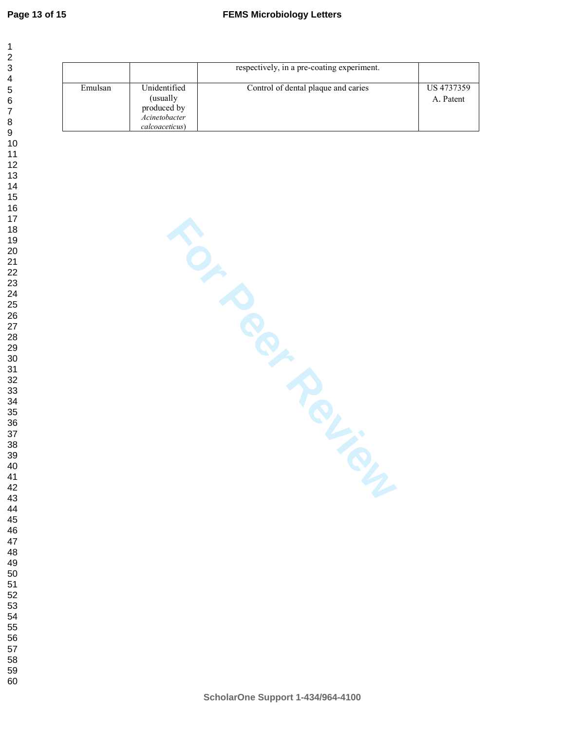|  |  | respectively, in a pre-coating experiment. |  |
|---|---|---|---|
| Emulsan | Unidentified (usually produced by *Acinetobacter calcoaceticus*) | Control of dental plaque and caries | US 4737359 A. Patent |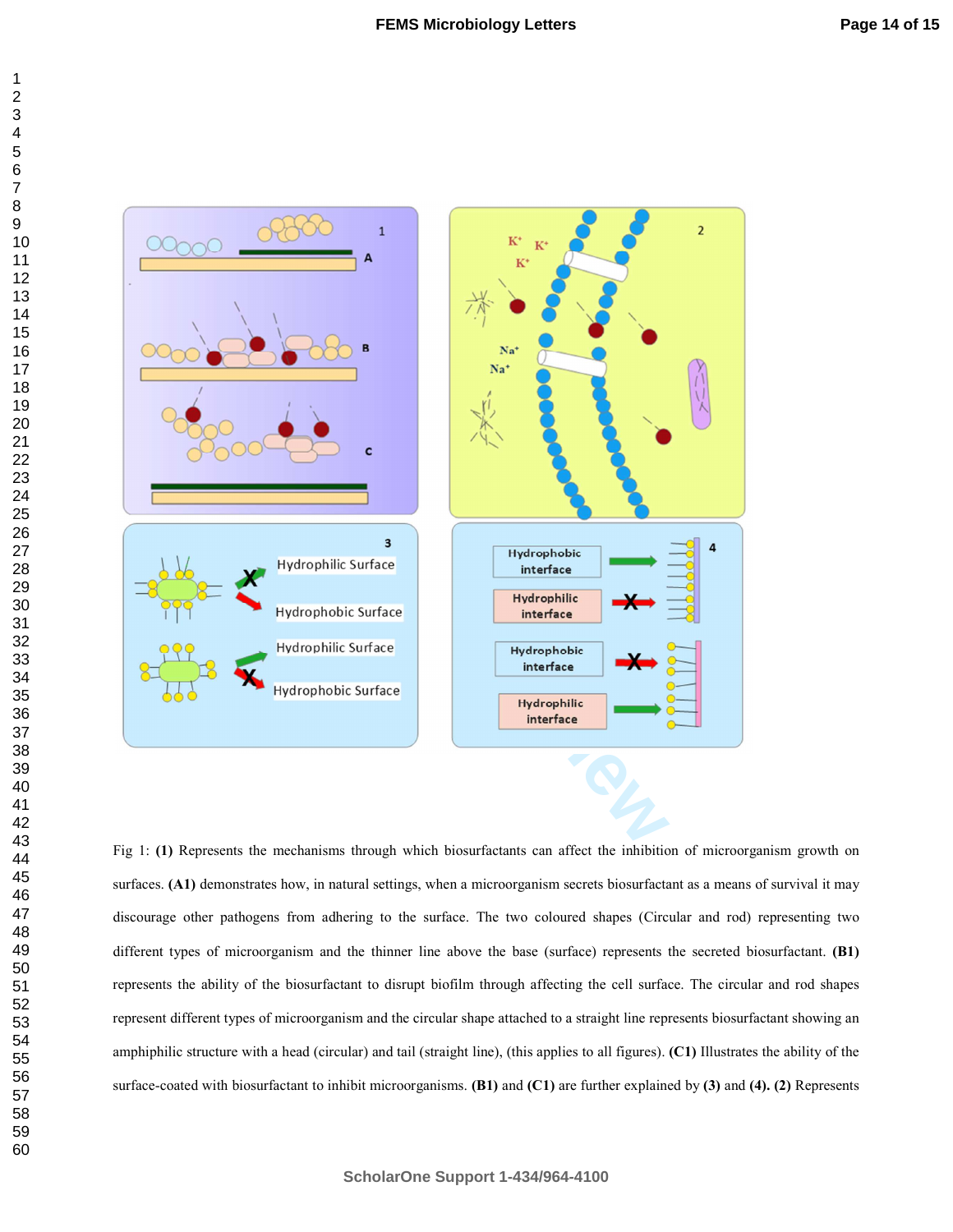Fig 1: **(1)** Represents the mechanisms through which biosurfactants can affect the inhibition of microorganism growth on surfaces. **(A1)** demonstrates how, in natural settings, when a microorganism secrets biosurfactant as a means of survival it may discourage other pathogens from adhering to the surface. The two coloured shapes (Circular and rod) representing two different types of microorganism and the thinner line above the base (surface) represents the secreted biosurfactant. **(B1)** represents the ability of the biosurfactant to disrupt biofilm through affecting the cell surface. The circular and rod shapes represent different types of microorganism and the circular shape attached to a straight line represents biosurfactant showing an amphiphilic structure with a head (circular) and tail (straight line), (this applies to all figures). **(C1)** Illustrates the ability of the surface-coated with biosurfactant to inhibit microorganisms. **(B1)** and **(C1)** are further explained by **(3)** and **(4). (2)** Represents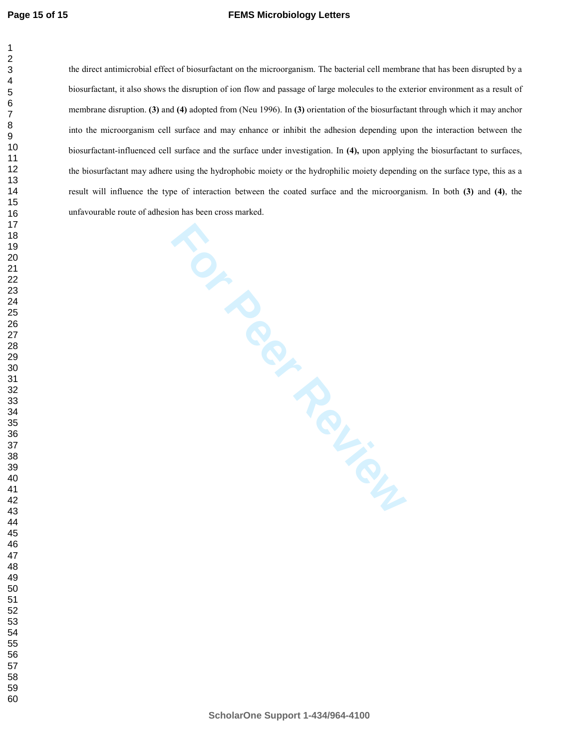the direct antimicrobial effect of biosurfactant on the microorganism. The bacterial cell membrane that has been disrupted by a biosurfactant, it also shows the disruption of ion flow and passage of large molecules to the exterior environment as a result of membrane disruption. **(3)** and **(4)** adopted from (Neu 1996). In **(3)** orientation of the biosurfactant through which it may anchor into the microorganism cell surface and may enhance or inhibit the adhesion depending upon the interaction between the biosurfactant-influenced cell surface and the surface under investigation. In **(4),** upon applying the biosurfactant to surfaces, the biosurfactant may adhere using the hydrophobic moiety or the hydrophilic moiety depending on the surface type, this as a result will influence the type of interaction between the coated surface and the microorganism. In both **(3)** and **(4)**, the unfavourable route of adhesion has been cross marked.